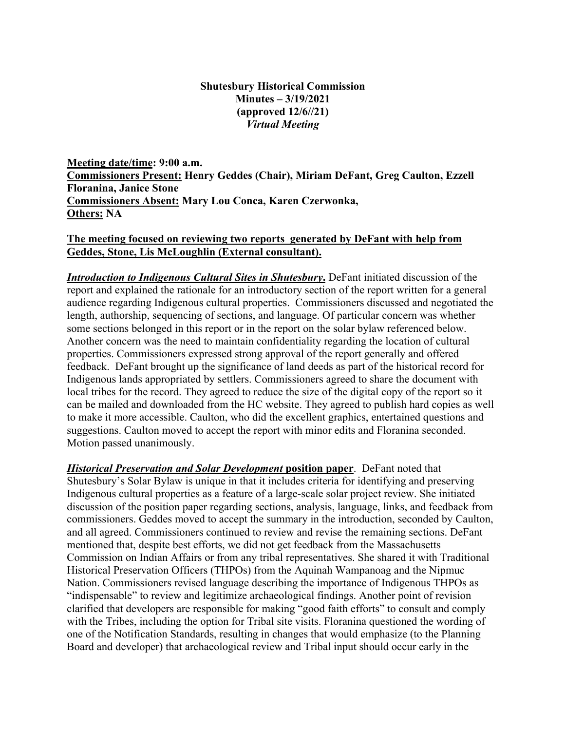**Shutesbury Historical Commission**
**Minutes – 3/19/2021**
**(approved 12/6//21)**
***Virtual Meeting***

**Meeting date/time: 9:00 a.m.**
**Commissioners Present: Henry Geddes (Chair), Miriam DeFant, Greg Caulton, Ezzell Floranina, Janice Stone**
**Commissioners Absent: Mary Lou Conca, Karen Czerwonka,**
**Others: NA**

**The meeting focused on reviewing two reports generated by DeFant with help from Geddes, Stone, Lis McLoughlin (External consultant).**

***Introduction to Indigenous Cultural Sites in Shutesbury*.** DeFant initiated discussion of the report and explained the rationale for an introductory section of the report written for a general audience regarding Indigenous cultural properties. Commissioners discussed and negotiated the length, authorship, sequencing of sections, and language. Of particular concern was whether some sections belonged in this report or in the report on the solar bylaw referenced below. Another concern was the need to maintain confidentiality regarding the location of cultural properties. Commissioners expressed strong approval of the report generally and offered feedback. DeFant brought up the significance of land deeds as part of the historical record for Indigenous lands appropriated by settlers. Commissioners agreed to share the document with local tribes for the record. They agreed to reduce the size of the digital copy of the report so it can be mailed and downloaded from the HC website. They agreed to publish hard copies as well to make it more accessible. Caulton, who did the excellent graphics, entertained questions and suggestions. Caulton moved to accept the report with minor edits and Floranina seconded. Motion passed unanimously.

***Historical Preservation and Solar Development* position paper**. DeFant noted that Shutesbury's Solar Bylaw is unique in that it includes criteria for identifying and preserving Indigenous cultural properties as a feature of a large-scale solar project review. She initiated discussion of the position paper regarding sections, analysis, language, links, and feedback from commissioners. Geddes moved to accept the summary in the introduction, seconded by Caulton, and all agreed. Commissioners continued to review and revise the remaining sections. DeFant mentioned that, despite best efforts, we did not get feedback from the Massachusetts Commission on Indian Affairs or from any tribal representatives. She shared it with Traditional Historical Preservation Officers (THPOs) from the Aquinah Wampanoag and the Nipmuc Nation. Commissioners revised language describing the importance of Indigenous THPOs as "indispensable" to review and legitimize archaeological findings. Another point of revision clarified that developers are responsible for making "good faith efforts" to consult and comply with the Tribes, including the option for Tribal site visits. Floranina questioned the wording of one of the Notification Standards, resulting in changes that would emphasize (to the Planning Board and developer) that archaeological review and Tribal input should occur early in the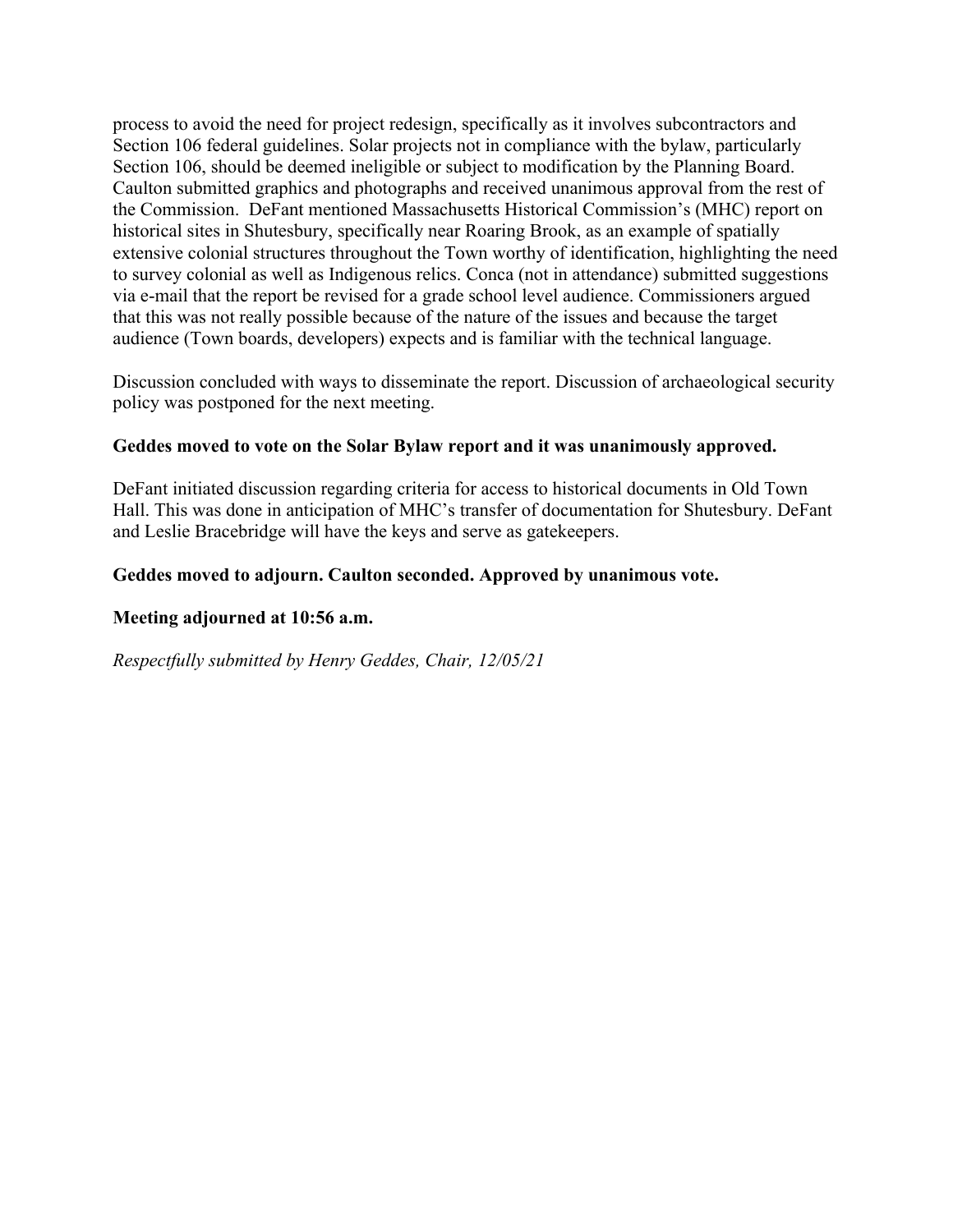process to avoid the need for project redesign, specifically as it involves subcontractors and Section 106 federal guidelines. Solar projects not in compliance with the bylaw, particularly Section 106, should be deemed ineligible or subject to modification by the Planning Board. Caulton submitted graphics and photographs and received unanimous approval from the rest of the Commission. DeFant mentioned Massachusetts Historical Commission's (MHC) report on historical sites in Shutesbury, specifically near Roaring Brook, as an example of spatially extensive colonial structures throughout the Town worthy of identification, highlighting the need to survey colonial as well as Indigenous relics. Conca (not in attendance) submitted suggestions via e-mail that the report be revised for a grade school level audience. Commissioners argued that this was not really possible because of the nature of the issues and because the target audience (Town boards, developers) expects and is familiar with the technical language.

Discussion concluded with ways to disseminate the report. Discussion of archaeological security policy was postponed for the next meeting.

**Geddes moved to vote on the Solar Bylaw report and it was unanimously approved.**

DeFant initiated discussion regarding criteria for access to historical documents in Old Town Hall. This was done in anticipation of MHC's transfer of documentation for Shutesbury. DeFant and Leslie Bracebridge will have the keys and serve as gatekeepers.

**Geddes moved to adjourn. Caulton seconded. Approved by unanimous vote.**

**Meeting adjourned at 10:56 a.m.**

*Respectfully submitted by Henry Geddes, Chair, 12/05/21*